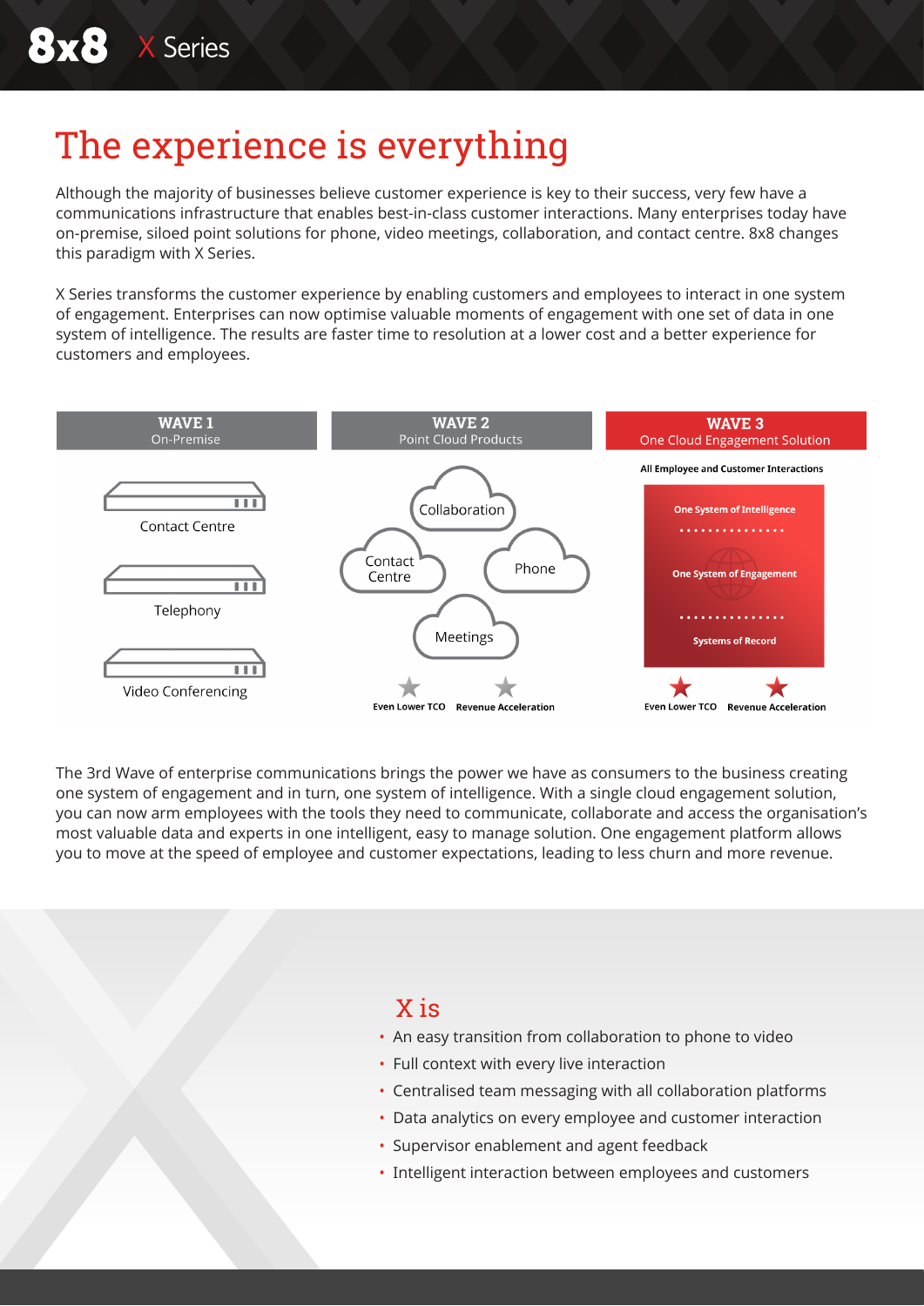# The experience is everything

Although the majority of businesses believe customer experience is key to their success, very few have a communications infrastructure that enables best-in-class customer interactions. Many enterprises today have on-premise, siloed point solutions for phone, video meetings, collaboration, and contact centre. 8x8 changes this paradigm with X Series.

X Series transforms the customer experience by enabling customers and employees to interact in one system of engagement. Enterprises can now optimise valuable moments of engagement with one set of data in one system of intelligence. The results are faster time to resolution at a lower cost and a better experience for customers and employees.

**WAVE 1** On-Premise

- Contact Centre
- Telephony
- Video Conferencing

**WAVE 2** Point Cloud Products

- Collaboration
- Contact Centre
- Phone
- Meetings

Even Lower TCO · Revenue Acceleration

**WAVE 3** One Cloud Engagement Solution

All Employee and Customer Interactions

- One System of Intelligence
- One System of Engagement
- Systems of Record

Even Lower TCO · Revenue Acceleration

The 3rd Wave of enterprise communications brings the power we have as consumers to the business creating one system of engagement and in turn, one system of intelligence. With a single cloud engagement solution, you can now arm employees with the tools they need to communicate, collaborate and access the organisation's most valuable data and experts in one intelligent, easy to manage solution. One engagement platform allows you to move at the speed of employee and customer expectations, leading to less churn and more revenue.

## X is

- An easy transition from collaboration to phone to video
- Full context with every live interaction
- Centralised team messaging with all collaboration platforms
- Data analytics on every employee and customer interaction
- Supervisor enablement and agent feedback
- Intelligent interaction between employees and customers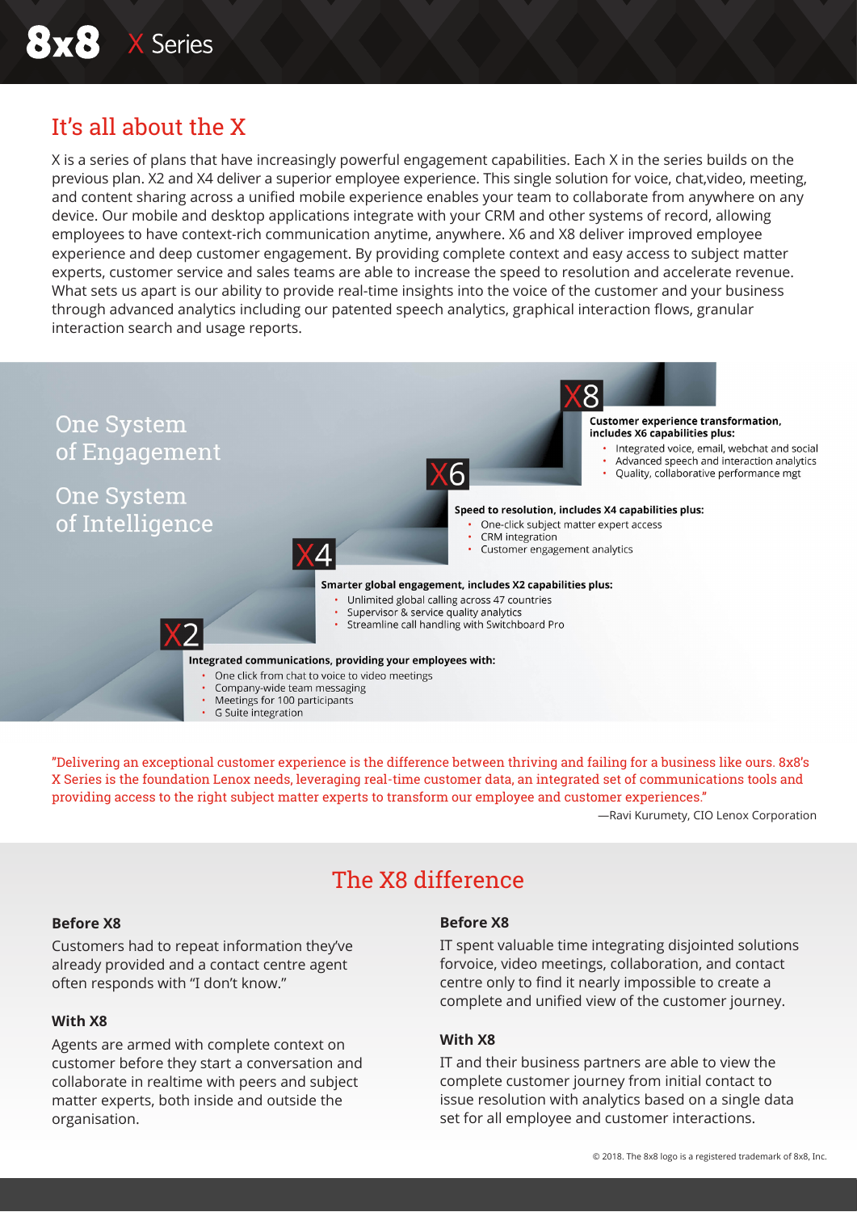# It's all about the X

X is a series of plans that have increasingly powerful engagement capabilities. Each X in the series builds on the previous plan. X2 and X4 deliver a superior employee experience. This single solution for voice, chat,video, meeting, and content sharing across a unified mobile experience enables your team to collaborate from anywhere on any device. Our mobile and desktop applications integrate with your CRM and other systems of record, allowing employees to have context-rich communication anytime, anywhere. X6 and X8 deliver improved employee experience and deep customer engagement. By providing complete context and easy access to subject matter experts, customer service and sales teams are able to increase the speed to resolution and accelerate revenue. What sets us apart is our ability to provide real-time insights into the voice of the customer and your business through advanced analytics including our patented speech analytics, graphical interaction flows, granular interaction search and usage reports.

One System of Engagement

One System of Intelligence

**X8**

**Customer experience transformation, includes X6 capabilities plus:**

- Integrated voice, email, webchat and social
- Advanced speech and interaction analytics
- Quality, collaborative performance mgt

**X6**

**Speed to resolution, includes X4 capabilities plus:**

- One-click subject matter expert access
- CRM integration
- Customer engagement analytics

**X4**

**Smarter global engagement, includes X2 capabilities plus:**

- Unlimited global calling across 47 countries
- Supervisor & service quality analytics
- Streamline call handling with Switchboard Pro

**X2**

**Integrated communications, providing your employees with:**

- One click from chat to voice to video meetings
- Company-wide team messaging
- Meetings for 100 participants
- G Suite integration

"Delivering an exceptional customer experience is the difference between thriving and failing for a business like ours. 8x8's X Series is the foundation Lenox needs, leveraging real-time customer data, an integrated set of communications tools and providing access to the right subject matter experts to transform our employee and customer experiences."

—Ravi Kurumety, CIO Lenox Corporation

## The X8 difference

**Before X8**

Customers had to repeat information they've already provided and a contact centre agent often responds with "I don't know."

**With X8**

Agents are armed with complete context on customer before they start a conversation and collaborate in realtime with peers and subject matter experts, both inside and outside the organisation.

**Before X8**

IT spent valuable time integrating disjointed solutions forvoice, video meetings, collaboration, and contact centre only to find it nearly impossible to create a complete and unified view of the customer journey.

**With X8**

IT and their business partners are able to view the complete customer journey from initial contact to issue resolution with analytics based on a single data set for all employee and customer interactions.

© 2018. The 8x8 logo is a registered trademark of 8x8, Inc.